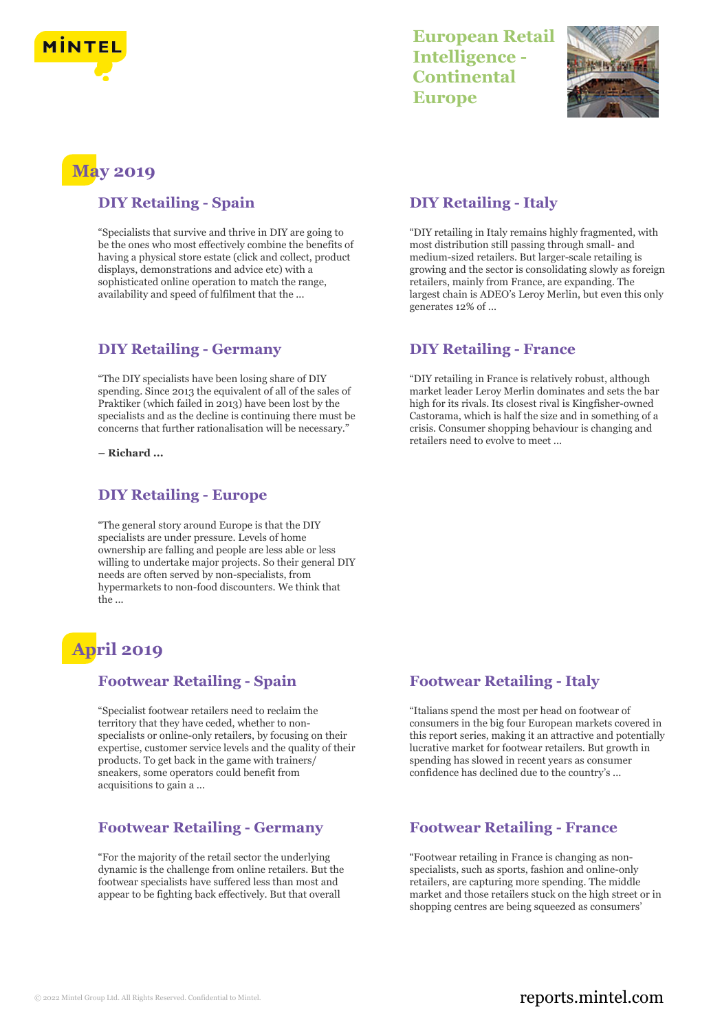# European Retail Intelligence - Continental Europe

## May 2019

### DIY Retailing - Spain

"Specialists that survive and thrive in DIY are going to be the ones who most effectively combine the benefits of having a physical store estate (click and collect, product displays, demonstrations and advice etc) with a sophisticated online operation to match the range, availability and speed of fulfilment that the ...

### DIY Retailing - Italy

"DIY retailing in Italy remains highly fragmented, with most distribution still passing through small- and medium-sized retailers. But larger-scale retailing is growing and the sector is consolidating slowly as foreign retailers, mainly from France, are expanding. The largest chain is ADEO's Leroy Merlin, but even this only generates 12% of ...

### DIY Retailing - Germany

"The DIY specialists have been losing share of DIY spending. Since 2013 the equivalent of all of the sales of Praktiker (which failed in 2013) have been lost by the specialists and as the decline is continuing there must be concerns that further rationalisation will be necessary."

**– Richard ...**

### DIY Retailing - France

"DIY retailing in France is relatively robust, although market leader Leroy Merlin dominates and sets the bar high for its rivals. Its closest rival is Kingfisher-owned Castorama, which is half the size and in something of a crisis. Consumer shopping behaviour is changing and retailers need to evolve to meet ...

### DIY Retailing - Europe

"The general story around Europe is that the DIY specialists are under pressure. Levels of home ownership are falling and people are less able or less willing to undertake major projects. So their general DIY needs are often served by non-specialists, from hypermarkets to non-food discounters. We think that the ...

## April 2019

### Footwear Retailing - Spain

"Specialist footwear retailers need to reclaim the territory that they have ceded, whether to non-specialists or online-only retailers, by focusing on their expertise, customer service levels and the quality of their products. To get back in the game with trainers/ sneakers, some operators could benefit from acquisitions to gain a ...

### Footwear Retailing - Italy

"Italians spend the most per head on footwear of consumers in the big four European markets covered in this report series, making it an attractive and potentially lucrative market for footwear retailers. But growth in spending has slowed in recent years as consumer confidence has declined due to the country's ...

### Footwear Retailing - Germany

"For the majority of the retail sector the underlying dynamic is the challenge from online retailers. But the footwear specialists have suffered less than most and appear to be fighting back effectively. But that overall

### Footwear Retailing - France

"Footwear retailing in France is changing as non-specialists, such as sports, fashion and online-only retailers, are capturing more spending. The middle market and those retailers stuck on the high street or in shopping centres are being squeezed as consumers'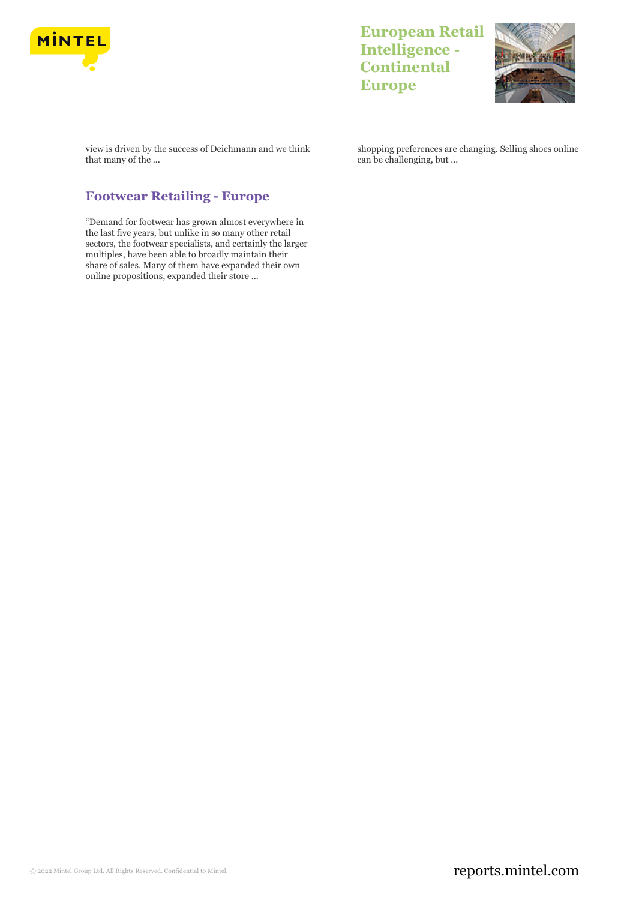view is driven by the success of Deichmann and we think that many of the ...

shopping preferences are changing. Selling shoes online can be challenging, but ...

## Footwear Retailing - Europe

“Demand for footwear has grown almost everywhere in the last five years, but unlike in so many other retail sectors, the footwear specialists, and certainly the larger multiples, have been able to broadly maintain their share of sales. Many of them have expanded their own online propositions, expanded their store ...